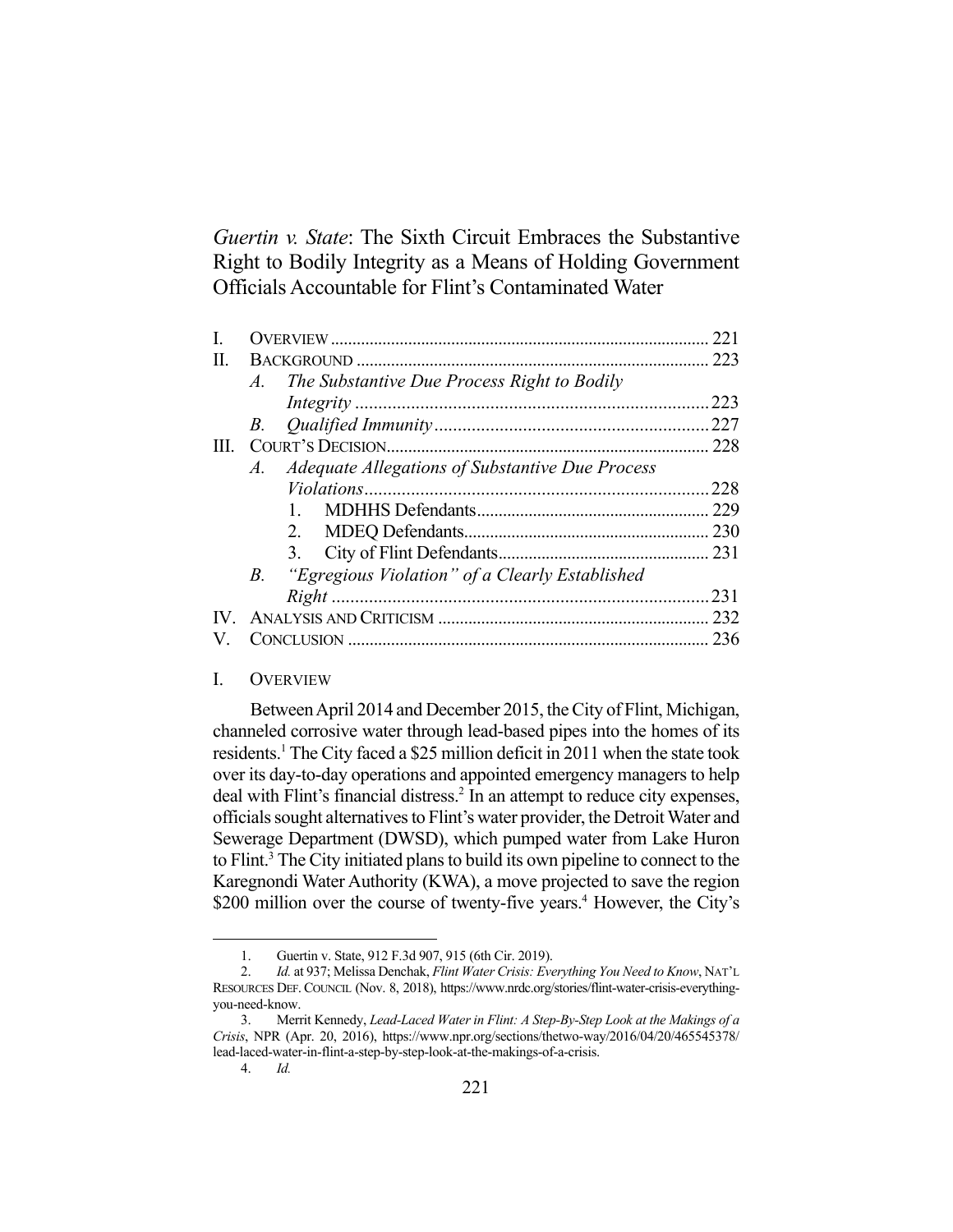# *Guertin v. State*: The Sixth Circuit Embraces the Substantive Right to Bodily Integrity as a Means of Holding Government Officials Accountable for Flint's Contaminated Water

I. OVERVIEW ........................................................................................ 221
II. BACKGROUND .................................................................................. 223
  A. The Substantive Due Process Right to Bodily Integrity ............................................................................ 223
  B. Qualified Immunity ........................................................... 227
III. COURT'S DECISION .......................................................................... 228
  A. Adequate Allegations of Substantive Due Process Violations ........................................................................... 228
    1. MDHHS Defendants ...................................................... 229
    2. MDEQ Defendants ......................................................... 230
    3. City of Flint Defendants ................................................ 231
  B. "Egregious Violation" of a Clearly Established Right ................................................................................. 231
IV. ANALYSIS AND CRITICISM .............................................................. 232
V. CONCLUSION .................................................................................... 236

## I. OVERVIEW

Between April 2014 and December 2015, the City of Flint, Michigan, channeled corrosive water through lead-based pipes into the homes of its residents.[1] The City faced a $25 million deficit in 2011 when the state took over its day-to-day operations and appointed emergency managers to help deal with Flint's financial distress.[2] In an attempt to reduce city expenses, officials sought alternatives to Flint's water provider, the Detroit Water and Sewerage Department (DWSD), which pumped water from Lake Huron to Flint.[3] The City initiated plans to build its own pipeline to connect to the Karegnondi Water Authority (KWA), a move projected to save the region $200 million over the course of twenty-five years.[4] However, the City's

---

1. Guertin v. State, 912 F.3d 907, 915 (6th Cir. 2019).
2. *Id.* at 937; Melissa Denchak, *Flint Water Crisis: Everything You Need to Know*, NAT'L RESOURCES DEF. COUNCIL (Nov. 8, 2018), https://www.nrdc.org/stories/flint-water-crisis-everything-you-need-know.
3. Merrit Kennedy, *Lead-Laced Water in Flint: A Step-By-Step Look at the Makings of a Crisis*, NPR (Apr. 20, 2016), https://www.npr.org/sections/thetwo-way/2016/04/20/465545378/lead-laced-water-in-flint-a-step-by-step-look-at-the-makings-of-a-crisis.
4. *Id.*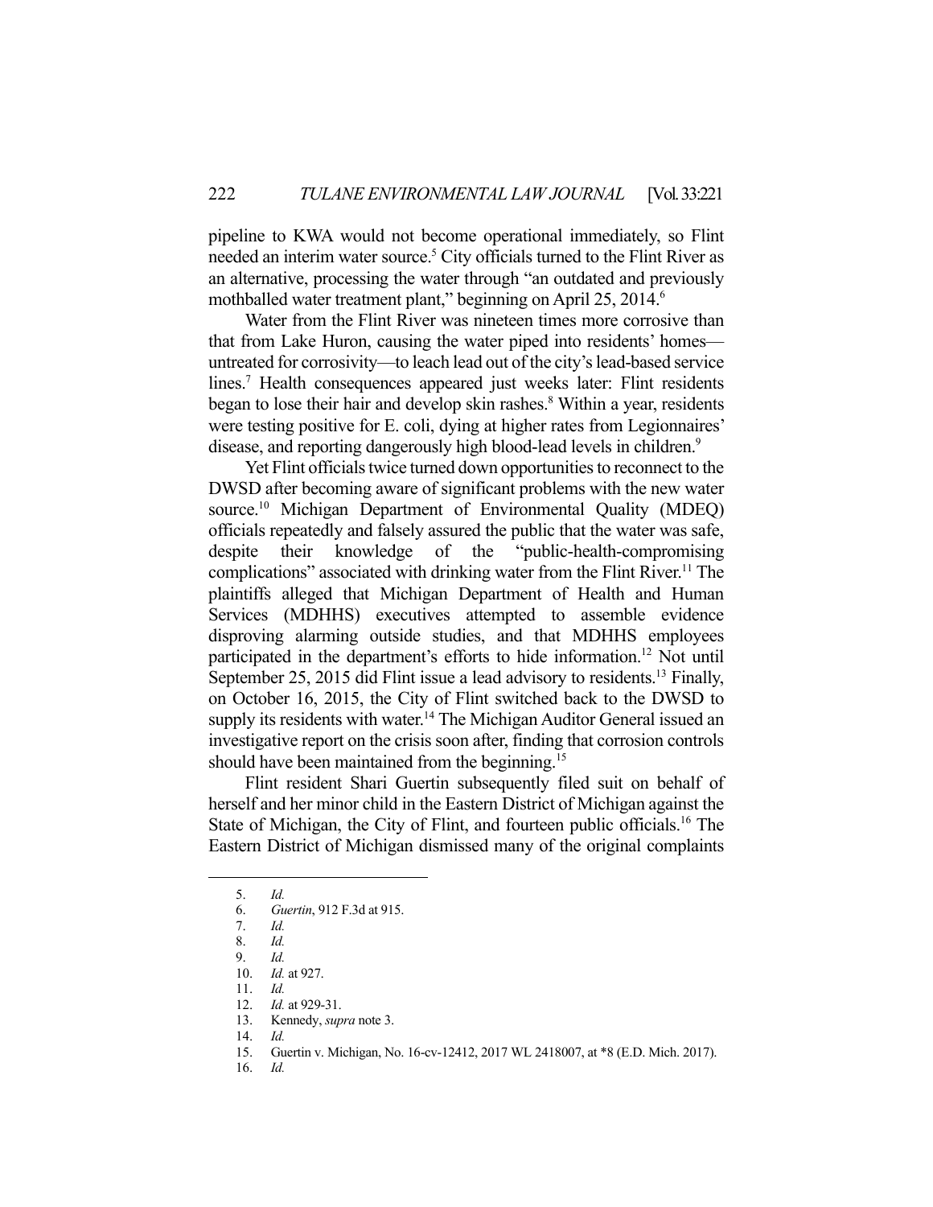pipeline to KWA would not become operational immediately, so Flint needed an interim water source.[5] City officials turned to the Flint River as an alternative, processing the water through "an outdated and previously mothballed water treatment plant," beginning on April 25, 2014.[6]

Water from the Flint River was nineteen times more corrosive than that from Lake Huron, causing the water piped into residents' homes—untreated for corrosivity—to leach lead out of the city's lead-based service lines.[7] Health consequences appeared just weeks later: Flint residents began to lose their hair and develop skin rashes.[8] Within a year, residents were testing positive for E. coli, dying at higher rates from Legionnaires' disease, and reporting dangerously high blood-lead levels in children.[9]

Yet Flint officials twice turned down opportunities to reconnect to the DWSD after becoming aware of significant problems with the new water source.[10] Michigan Department of Environmental Quality (MDEQ) officials repeatedly and falsely assured the public that the water was safe, despite their knowledge of the "public-health-compromising complications" associated with drinking water from the Flint River.[11] The plaintiffs alleged that Michigan Department of Health and Human Services (MDHHS) executives attempted to assemble evidence disproving alarming outside studies, and that MDHHS employees participated in the department's efforts to hide information.[12] Not until September 25, 2015 did Flint issue a lead advisory to residents.[13] Finally, on October 16, 2015, the City of Flint switched back to the DWSD to supply its residents with water.[14] The Michigan Auditor General issued an investigative report on the crisis soon after, finding that corrosion controls should have been maintained from the beginning.[15]

Flint resident Shari Guertin subsequently filed suit on behalf of herself and her minor child in the Eastern District of Michigan against the State of Michigan, the City of Flint, and fourteen public officials.[16] The Eastern District of Michigan dismissed many of the original complaints

---

5. *Id.*
6. *Guertin*, 912 F.3d at 915.
7. *Id.*
8. *Id.*
9. *Id.*
10. *Id.* at 927.
11. *Id.*
12. *Id.* at 929-31.
13. Kennedy, *supra* note 3.
14. *Id.*
15. Guertin v. Michigan, No. 16-cv-12412, 2017 WL 2418007, at *8 (E.D. Mich. 2017).
16. *Id.*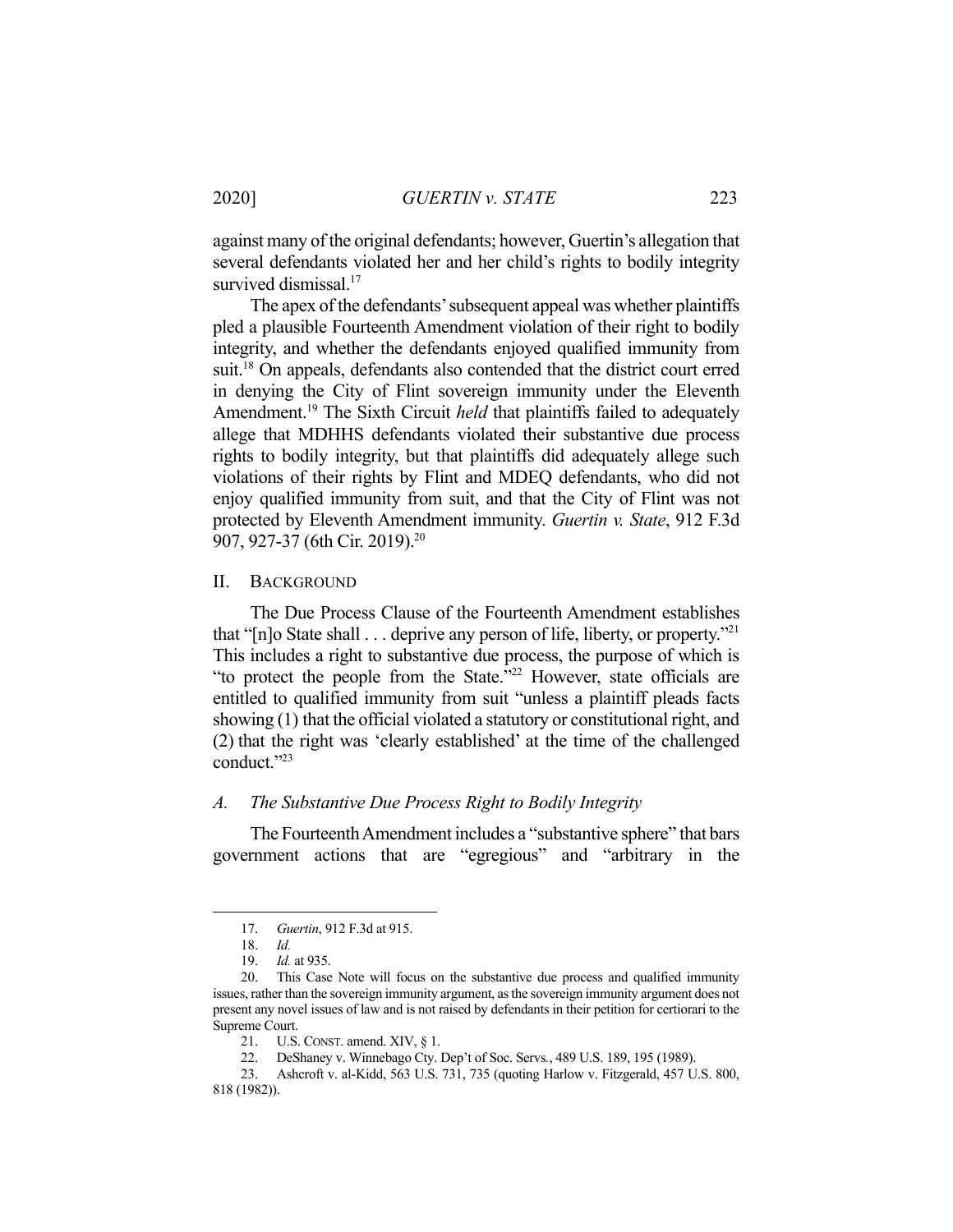against many of the original defendants; however, Guertin's allegation that several defendants violated her and her child's rights to bodily integrity survived dismissal.[17]

The apex of the defendants' subsequent appeal was whether plaintiffs pled a plausible Fourteenth Amendment violation of their right to bodily integrity, and whether the defendants enjoyed qualified immunity from suit.[18] On appeals, defendants also contended that the district court erred in denying the City of Flint sovereign immunity under the Eleventh Amendment.[19] The Sixth Circuit *held* that plaintiffs failed to adequately allege that MDHHS defendants violated their substantive due process rights to bodily integrity, but that plaintiffs did adequately allege such violations of their rights by Flint and MDEQ defendants, who did not enjoy qualified immunity from suit, and that the City of Flint was not protected by Eleventh Amendment immunity. *Guertin v. State*, 912 F.3d 907, 927-37 (6th Cir. 2019).[20]

## II. Background

The Due Process Clause of the Fourteenth Amendment establishes that "[n]o State shall . . . deprive any person of life, liberty, or property."[21] This includes a right to substantive due process, the purpose of which is "to protect the people from the State."[22] However, state officials are entitled to qualified immunity from suit "unless a plaintiff pleads facts showing (1) that the official violated a statutory or constitutional right, and (2) that the right was 'clearly established' at the time of the challenged conduct."[23]

### *A. The Substantive Due Process Right to Bodily Integrity*

The Fourteenth Amendment includes a "substantive sphere" that bars government actions that are "egregious" and "arbitrary in the

---

17. *Guertin*, 912 F.3d at 915.

18. *Id.*

19. *Id.* at 935.

20. This Case Note will focus on the substantive due process and qualified immunity issues, rather than the sovereign immunity argument, as the sovereign immunity argument does not present any novel issues of law and is not raised by defendants in their petition for certiorari to the Supreme Court.

21. U.S. Const. amend. XIV, § 1.

22. DeShaney v. Winnebago Cty. Dep't of Soc. Servs., 489 U.S. 189, 195 (1989).

23. Ashcroft v. al-Kidd, 563 U.S. 731, 735 (quoting Harlow v. Fitzgerald, 457 U.S. 800, 818 (1982)).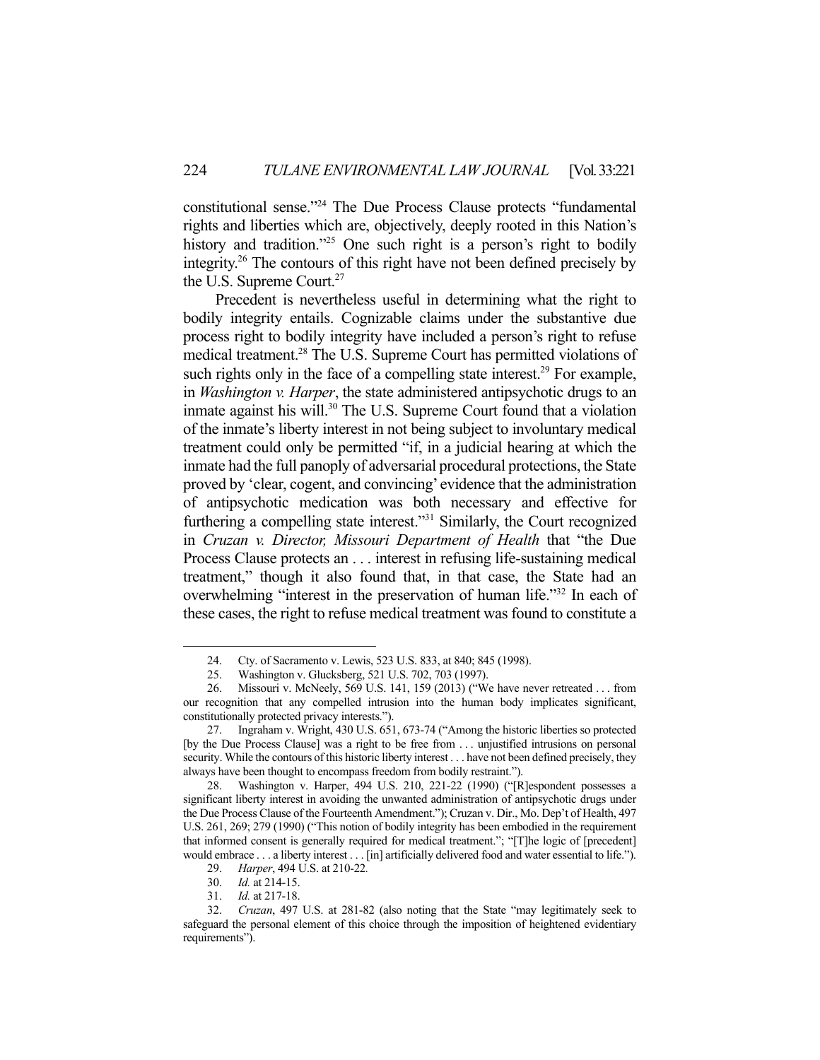constitutional sense."[24] The Due Process Clause protects "fundamental rights and liberties which are, objectively, deeply rooted in this Nation's history and tradition."[25] One such right is a person's right to bodily integrity.[26] The contours of this right have not been defined precisely by the U.S. Supreme Court.[27]

Precedent is nevertheless useful in determining what the right to bodily integrity entails. Cognizable claims under the substantive due process right to bodily integrity have included a person's right to refuse medical treatment.[28] The U.S. Supreme Court has permitted violations of such rights only in the face of a compelling state interest.[29] For example, in *Washington v. Harper*, the state administered antipsychotic drugs to an inmate against his will.[30] The U.S. Supreme Court found that a violation of the inmate's liberty interest in not being subject to involuntary medical treatment could only be permitted "if, in a judicial hearing at which the inmate had the full panoply of adversarial procedural protections, the State proved by 'clear, cogent, and convincing' evidence that the administration of antipsychotic medication was both necessary and effective for furthering a compelling state interest."[31] Similarly, the Court recognized in *Cruzan v. Director, Missouri Department of Health* that "the Due Process Clause protects an . . . interest in refusing life-sustaining medical treatment," though it also found that, in that case, the State had an overwhelming "interest in the preservation of human life."[32] In each of these cases, the right to refuse medical treatment was found to constitute a

---

24. Cty. of Sacramento v. Lewis, 523 U.S. 833, at 840; 845 (1998).

25. Washington v. Glucksberg, 521 U.S. 702, 703 (1997).

26. Missouri v. McNeely, 569 U.S. 141, 159 (2013) ("We have never retreated . . . from our recognition that any compelled intrusion into the human body implicates significant, constitutionally protected privacy interests.").

27. Ingraham v. Wright, 430 U.S. 651, 673-74 ("Among the historic liberties so protected [by the Due Process Clause] was a right to be free from . . . unjustified intrusions on personal security. While the contours of this historic liberty interest . . . have not been defined precisely, they always have been thought to encompass freedom from bodily restraint.").

28. Washington v. Harper, 494 U.S. 210, 221-22 (1990) ("[R]espondent possesses a significant liberty interest in avoiding the unwanted administration of antipsychotic drugs under the Due Process Clause of the Fourteenth Amendment."); Cruzan v. Dir., Mo. Dep't of Health, 497 U.S. 261, 269; 279 (1990) ("This notion of bodily integrity has been embodied in the requirement that informed consent is generally required for medical treatment."; "[T]he logic of [precedent] would embrace . . . a liberty interest . . . [in] artificially delivered food and water essential to life.").

29. *Harper*, 494 U.S. at 210-22.

30. *Id.* at 214-15.

31. *Id.* at 217-18.

32. *Cruzan*, 497 U.S. at 281-82 (also noting that the State "may legitimately seek to safeguard the personal element of this choice through the imposition of heightened evidentiary requirements").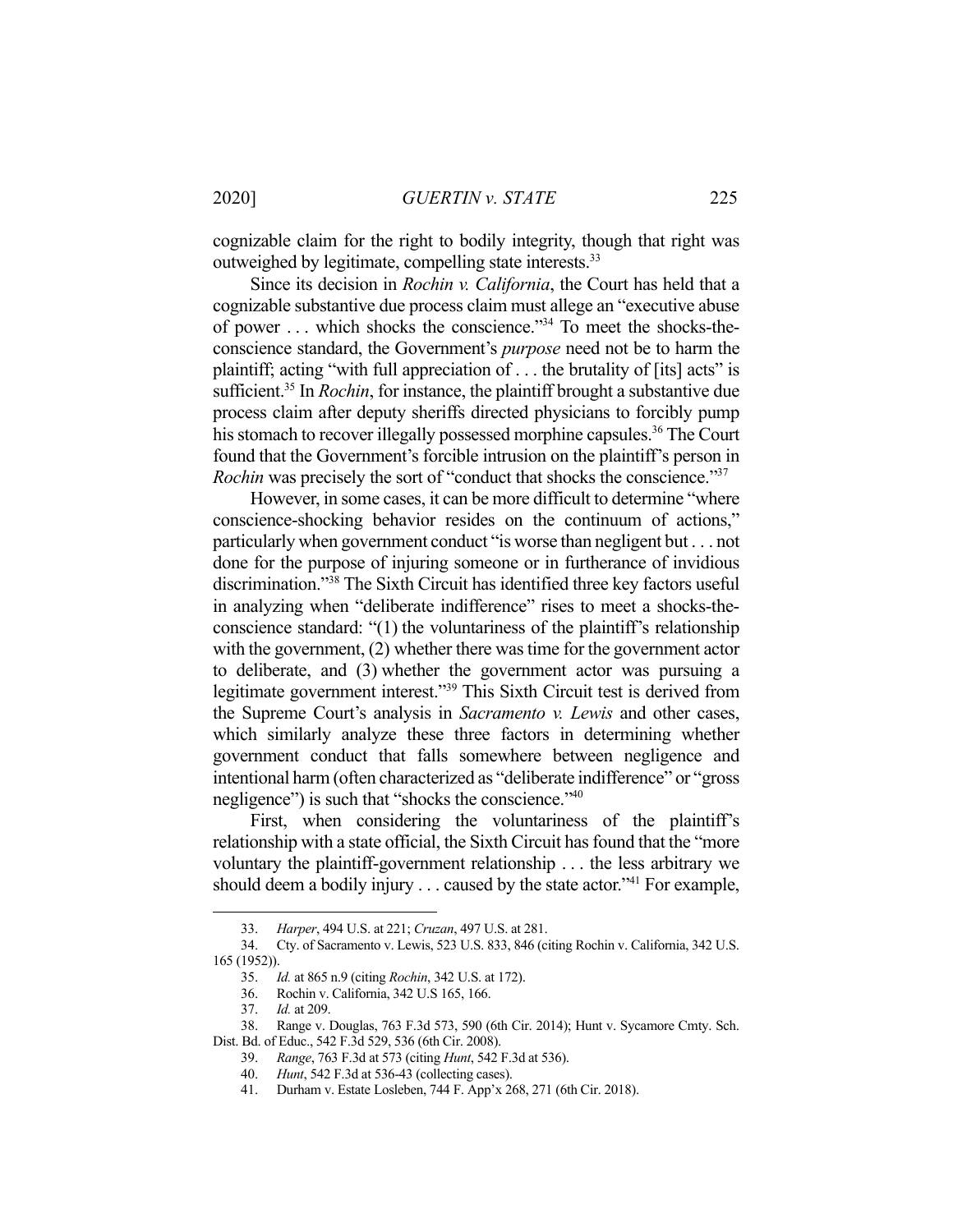cognizable claim for the right to bodily integrity, though that right was outweighed by legitimate, compelling state interests.[33]

Since its decision in *Rochin v. California*, the Court has held that a cognizable substantive due process claim must allege an "executive abuse of power . . . which shocks the conscience."[34] To meet the shocks-the-conscience standard, the Government's *purpose* need not be to harm the plaintiff; acting "with full appreciation of . . . the brutality of [its] acts" is sufficient.[35] In *Rochin*, for instance, the plaintiff brought a substantive due process claim after deputy sheriffs directed physicians to forcibly pump his stomach to recover illegally possessed morphine capsules.[36] The Court found that the Government's forcible intrusion on the plaintiff's person in *Rochin* was precisely the sort of "conduct that shocks the conscience."[37]

However, in some cases, it can be more difficult to determine "where conscience-shocking behavior resides on the continuum of actions," particularly when government conduct "is worse than negligent but . . . not done for the purpose of injuring someone or in furtherance of invidious discrimination."[38] The Sixth Circuit has identified three key factors useful in analyzing when "deliberate indifference" rises to meet a shocks-the-conscience standard: "(1) the voluntariness of the plaintiff's relationship with the government, (2) whether there was time for the government actor to deliberate, and (3) whether the government actor was pursuing a legitimate government interest."[39] This Sixth Circuit test is derived from the Supreme Court's analysis in *Sacramento v. Lewis* and other cases, which similarly analyze these three factors in determining whether government conduct that falls somewhere between negligence and intentional harm (often characterized as "deliberate indifference" or "gross negligence") is such that "shocks the conscience."[40]

First, when considering the voluntariness of the plaintiff's relationship with a state official, the Sixth Circuit has found that the "more voluntary the plaintiff-government relationship . . . the less arbitrary we should deem a bodily injury . . . caused by the state actor."[41] For example,

---

33. *Harper*, 494 U.S. at 221; *Cruzan*, 497 U.S. at 281.

34. Cty. of Sacramento v. Lewis, 523 U.S. 833, 846 (citing Rochin v. California, 342 U.S. 165 (1952)).

35. *Id.* at 865 n.9 (citing *Rochin*, 342 U.S. at 172).

36. Rochin v. California, 342 U.S 165, 166.

37. *Id.* at 209.

38. Range v. Douglas, 763 F.3d 573, 590 (6th Cir. 2014); Hunt v. Sycamore Cmty. Sch. Dist. Bd. of Educ., 542 F.3d 529, 536 (6th Cir. 2008).

39. *Range*, 763 F.3d at 573 (citing *Hunt*, 542 F.3d at 536).

40. *Hunt*, 542 F.3d at 536-43 (collecting cases).

41. Durham v. Estate Losleben, 744 F. App'x 268, 271 (6th Cir. 2018).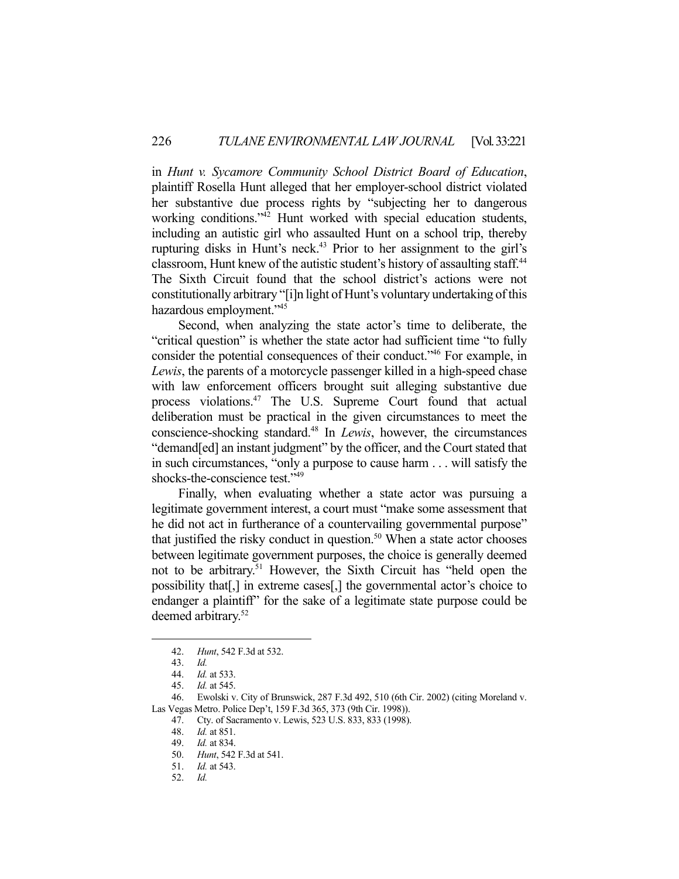in *Hunt v. Sycamore Community School District Board of Education*, plaintiff Rosella Hunt alleged that her employer-school district violated her substantive due process rights by "subjecting her to dangerous working conditions."[42] Hunt worked with special education students, including an autistic girl who assaulted Hunt on a school trip, thereby rupturing disks in Hunt's neck.[43] Prior to her assignment to the girl's classroom, Hunt knew of the autistic student's history of assaulting staff.[44] The Sixth Circuit found that the school district's actions were not constitutionally arbitrary "[i]n light of Hunt's voluntary undertaking of this hazardous employment."[45]

Second, when analyzing the state actor's time to deliberate, the "critical question" is whether the state actor had sufficient time "to fully consider the potential consequences of their conduct."[46] For example, in *Lewis*, the parents of a motorcycle passenger killed in a high-speed chase with law enforcement officers brought suit alleging substantive due process violations.[47] The U.S. Supreme Court found that actual deliberation must be practical in the given circumstances to meet the conscience-shocking standard.[48] In *Lewis*, however, the circumstances "demand[ed] an instant judgment" by the officer, and the Court stated that in such circumstances, "only a purpose to cause harm . . . will satisfy the shocks-the-conscience test."[49]

Finally, when evaluating whether a state actor was pursuing a legitimate government interest, a court must "make some assessment that he did not act in furtherance of a countervailing governmental purpose" that justified the risky conduct in question.[50] When a state actor chooses between legitimate government purposes, the choice is generally deemed not to be arbitrary.[51] However, the Sixth Circuit has "held open the possibility that[,] in extreme cases[,] the governmental actor's choice to endanger a plaintiff" for the sake of a legitimate state purpose could be deemed arbitrary.[52]

---

42. *Hunt*, 542 F.3d at 532.
43. *Id.*
44. *Id.* at 533.
45. *Id.* at 545.
46. Ewolski v. City of Brunswick, 287 F.3d 492, 510 (6th Cir. 2002) (citing Moreland v. Las Vegas Metro. Police Dep't, 159 F.3d 365, 373 (9th Cir. 1998)).
47. Cty. of Sacramento v. Lewis, 523 U.S. 833, 833 (1998).
48. *Id.* at 851.
49. *Id.* at 834.
50. *Hunt*, 542 F.3d at 541.
51. *Id.* at 543.
52. *Id.*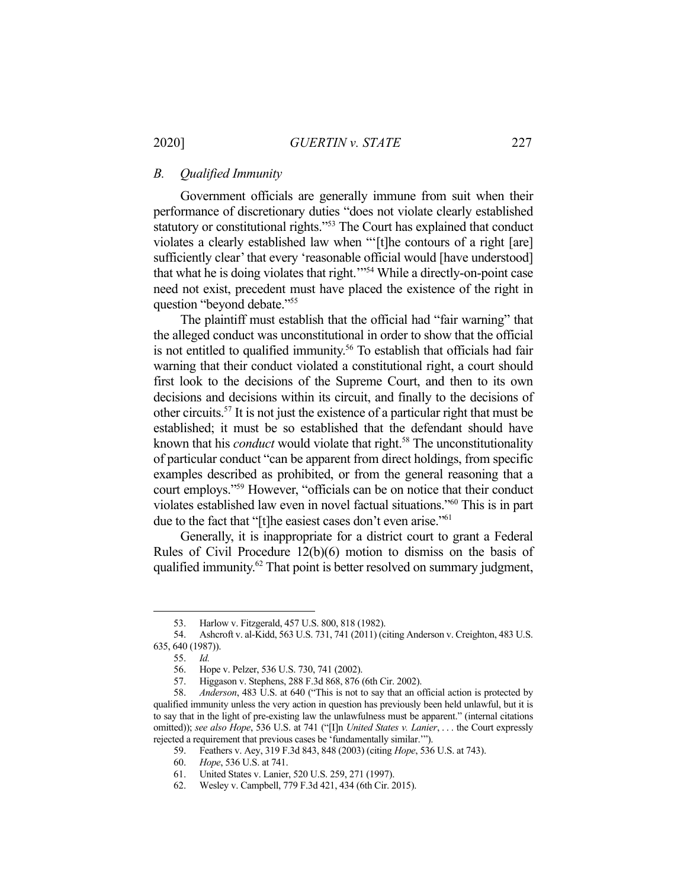### *B. Qualified Immunity*

Government officials are generally immune from suit when their performance of discretionary duties "does not violate clearly established statutory or constitutional rights."[53] The Court has explained that conduct violates a clearly established law when "'[t]he contours of a right [are] sufficiently clear' that every 'reasonable official would [have understood] that what he is doing violates that right.'"[54] While a directly-on-point case need not exist, precedent must have placed the existence of the right in question "beyond debate."[55]

The plaintiff must establish that the official had "fair warning" that the alleged conduct was unconstitutional in order to show that the official is not entitled to qualified immunity.[56] To establish that officials had fair warning that their conduct violated a constitutional right, a court should first look to the decisions of the Supreme Court, and then to its own decisions and decisions within its circuit, and finally to the decisions of other circuits.[57] It is not just the existence of a particular right that must be established; it must be so established that the defendant should have known that his *conduct* would violate that right.[58] The unconstitutionality of particular conduct "can be apparent from direct holdings, from specific examples described as prohibited, or from the general reasoning that a court employs."[59] However, "officials can be on notice that their conduct violates established law even in novel factual situations."[60] This is in part due to the fact that "[t]he easiest cases don't even arise."[61]

Generally, it is inappropriate for a district court to grant a Federal Rules of Civil Procedure 12(b)(6) motion to dismiss on the basis of qualified immunity.[62] That point is better resolved on summary judgment,

---

53. Harlow v. Fitzgerald, 457 U.S. 800, 818 (1982).

54. Ashcroft v. al-Kidd, 563 U.S. 731, 741 (2011) (citing Anderson v. Creighton, 483 U.S. 635, 640 (1987)).

55. *Id.*

56. Hope v. Pelzer, 536 U.S. 730, 741 (2002).

57. Higgason v. Stephens, 288 F.3d 868, 876 (6th Cir. 2002).

58. *Anderson*, 483 U.S. at 640 ("This is not to say that an official action is protected by qualified immunity unless the very action in question has previously been held unlawful, but it is to say that in the light of pre-existing law the unlawfulness must be apparent." (internal citations omitted)); *see also Hope*, 536 U.S. at 741 ("[I]n *United States v. Lanier*, . . . the Court expressly rejected a requirement that previous cases be 'fundamentally similar.'").

59. Feathers v. Aey, 319 F.3d 843, 848 (2003) (citing *Hope*, 536 U.S. at 743).

60. *Hope*, 536 U.S. at 741.

61. United States v. Lanier, 520 U.S. 259, 271 (1997).

62. Wesley v. Campbell, 779 F.3d 421, 434 (6th Cir. 2015).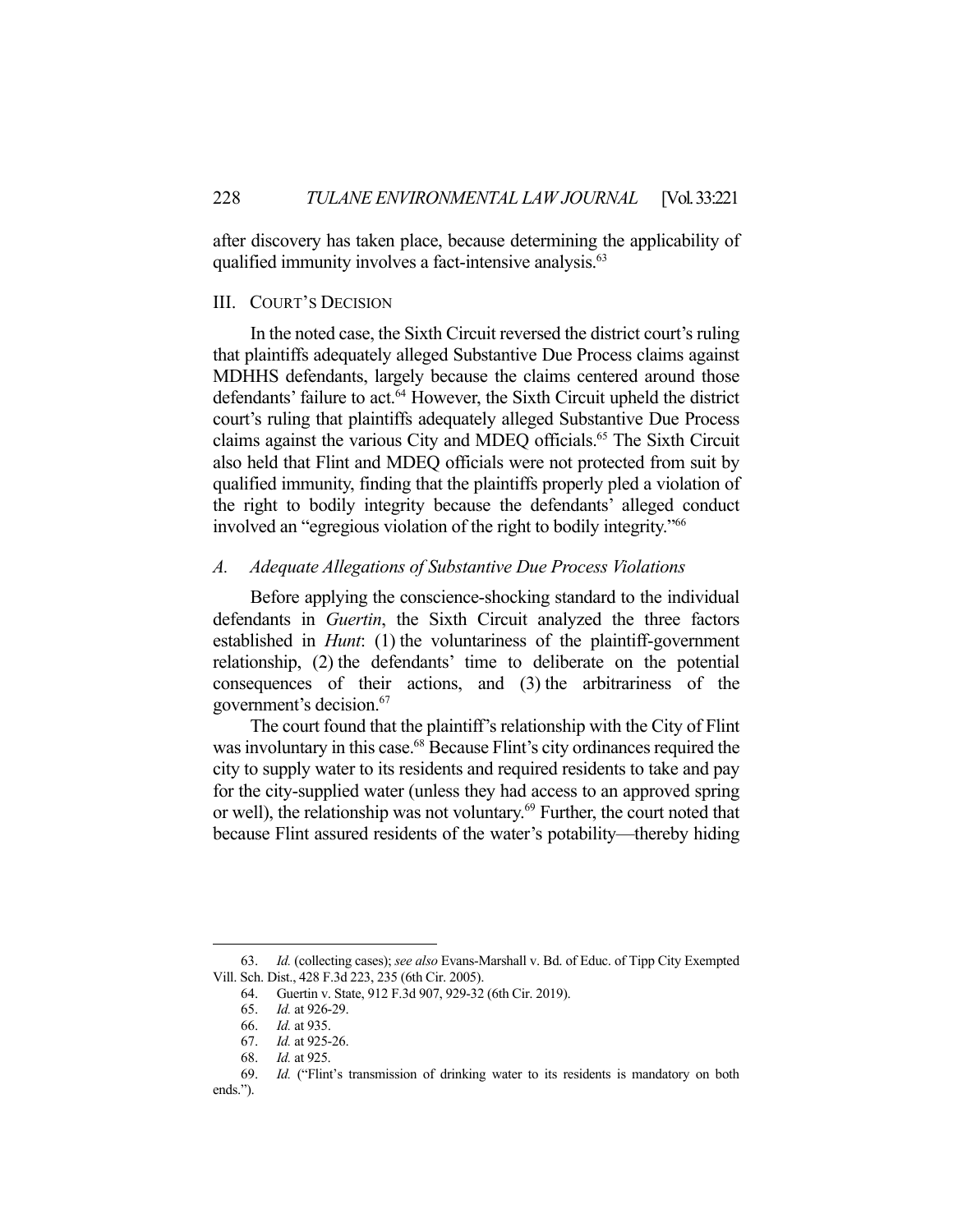after discovery has taken place, because determining the applicability of qualified immunity involves a fact-intensive analysis.[63]

## III. Court's Decision

In the noted case, the Sixth Circuit reversed the district court's ruling that plaintiffs adequately alleged Substantive Due Process claims against MDHHS defendants, largely because the claims centered around those defendants' failure to act.[64] However, the Sixth Circuit upheld the district court's ruling that plaintiffs adequately alleged Substantive Due Process claims against the various City and MDEQ officials.[65] The Sixth Circuit also held that Flint and MDEQ officials were not protected from suit by qualified immunity, finding that the plaintiffs properly pled a violation of the right to bodily integrity because the defendants' alleged conduct involved an "egregious violation of the right to bodily integrity."[66]

### *A. Adequate Allegations of Substantive Due Process Violations*

Before applying the conscience-shocking standard to the individual defendants in *Guertin*, the Sixth Circuit analyzed the three factors established in *Hunt*: (1) the voluntariness of the plaintiff-government relationship, (2) the defendants' time to deliberate on the potential consequences of their actions, and (3) the arbitrariness of the government's decision.[67]

The court found that the plaintiff's relationship with the City of Flint was involuntary in this case.[68] Because Flint's city ordinances required the city to supply water to its residents and required residents to take and pay for the city-supplied water (unless they had access to an approved spring or well), the relationship was not voluntary.[69] Further, the court noted that because Flint assured residents of the water's potability—thereby hiding

---

63. *Id.* (collecting cases); *see also* Evans-Marshall v. Bd. of Educ. of Tipp City Exempted Vill. Sch. Dist., 428 F.3d 223, 235 (6th Cir. 2005).

64. Guertin v. State, 912 F.3d 907, 929-32 (6th Cir. 2019).

65. *Id.* at 926-29.

66. *Id.* at 935.

67. *Id.* at 925-26.

68. *Id.* at 925.

69. *Id.* ("Flint's transmission of drinking water to its residents is mandatory on both ends.").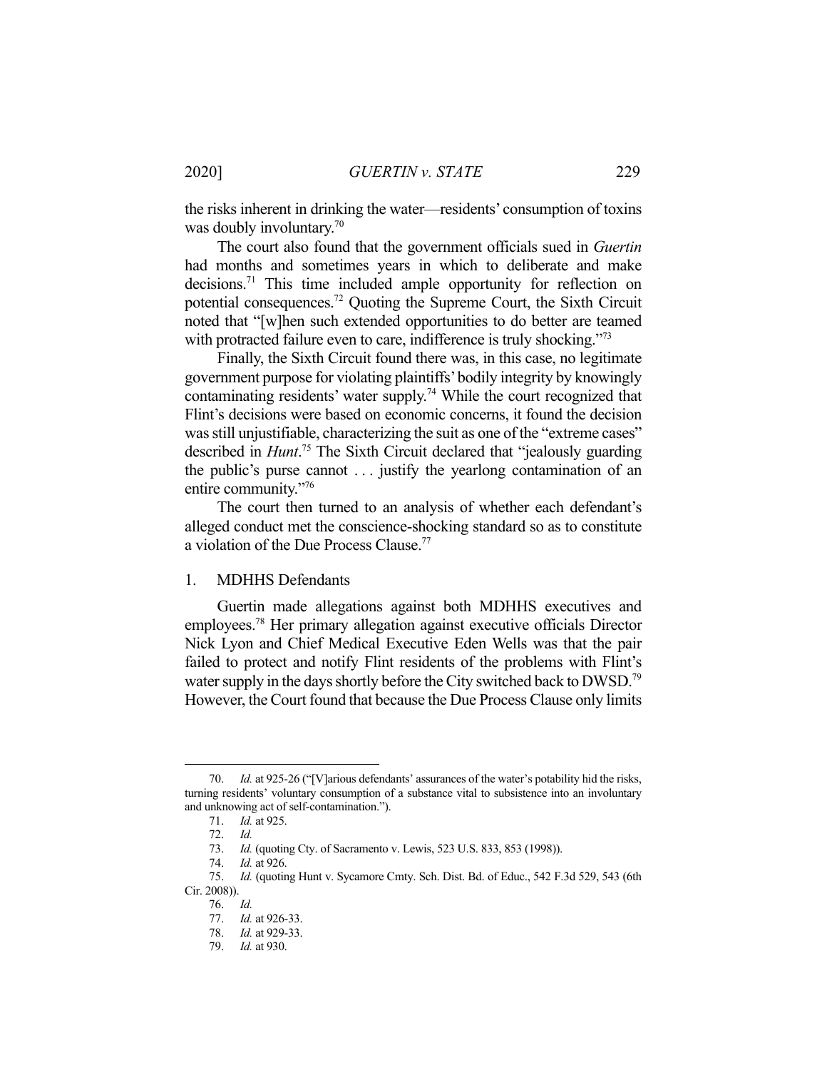the risks inherent in drinking the water—residents' consumption of toxins was doubly involuntary.[70]

The court also found that the government officials sued in *Guertin* had months and sometimes years in which to deliberate and make decisions.[71] This time included ample opportunity for reflection on potential consequences.[72] Quoting the Supreme Court, the Sixth Circuit noted that "[w]hen such extended opportunities to do better are teamed with protracted failure even to care, indifference is truly shocking."[73]

Finally, the Sixth Circuit found there was, in this case, no legitimate government purpose for violating plaintiffs' bodily integrity by knowingly contaminating residents' water supply.[74] While the court recognized that Flint's decisions were based on economic concerns, it found the decision was still unjustifiable, characterizing the suit as one of the "extreme cases" described in *Hunt*.[75] The Sixth Circuit declared that "jealously guarding the public's purse cannot . . . justify the yearlong contamination of an entire community."[76]

The court then turned to an analysis of whether each defendant's alleged conduct met the conscience-shocking standard so as to constitute a violation of the Due Process Clause.[77]

### 1. MDHHS Defendants

Guertin made allegations against both MDHHS executives and employees.[78] Her primary allegation against executive officials Director Nick Lyon and Chief Medical Executive Eden Wells was that the pair failed to protect and notify Flint residents of the problems with Flint's water supply in the days shortly before the City switched back to DWSD.[79] However, the Court found that because the Due Process Clause only limits

---

70. *Id.* at 925-26 ("[V]arious defendants' assurances of the water's potability hid the risks, turning residents' voluntary consumption of a substance vital to subsistence into an involuntary and unknowing act of self-contamination.").

71. *Id.* at 925.

72. *Id.*

73. *Id.* (quoting Cty. of Sacramento v. Lewis, 523 U.S. 833, 853 (1998)).

74. *Id.* at 926.

75. *Id.* (quoting Hunt v. Sycamore Cmty. Sch. Dist. Bd. of Educ., 542 F.3d 529, 543 (6th Cir. 2008)).

76. *Id.*

77. *Id.* at 926-33.

78. *Id.* at 929-33.

79. *Id.* at 930.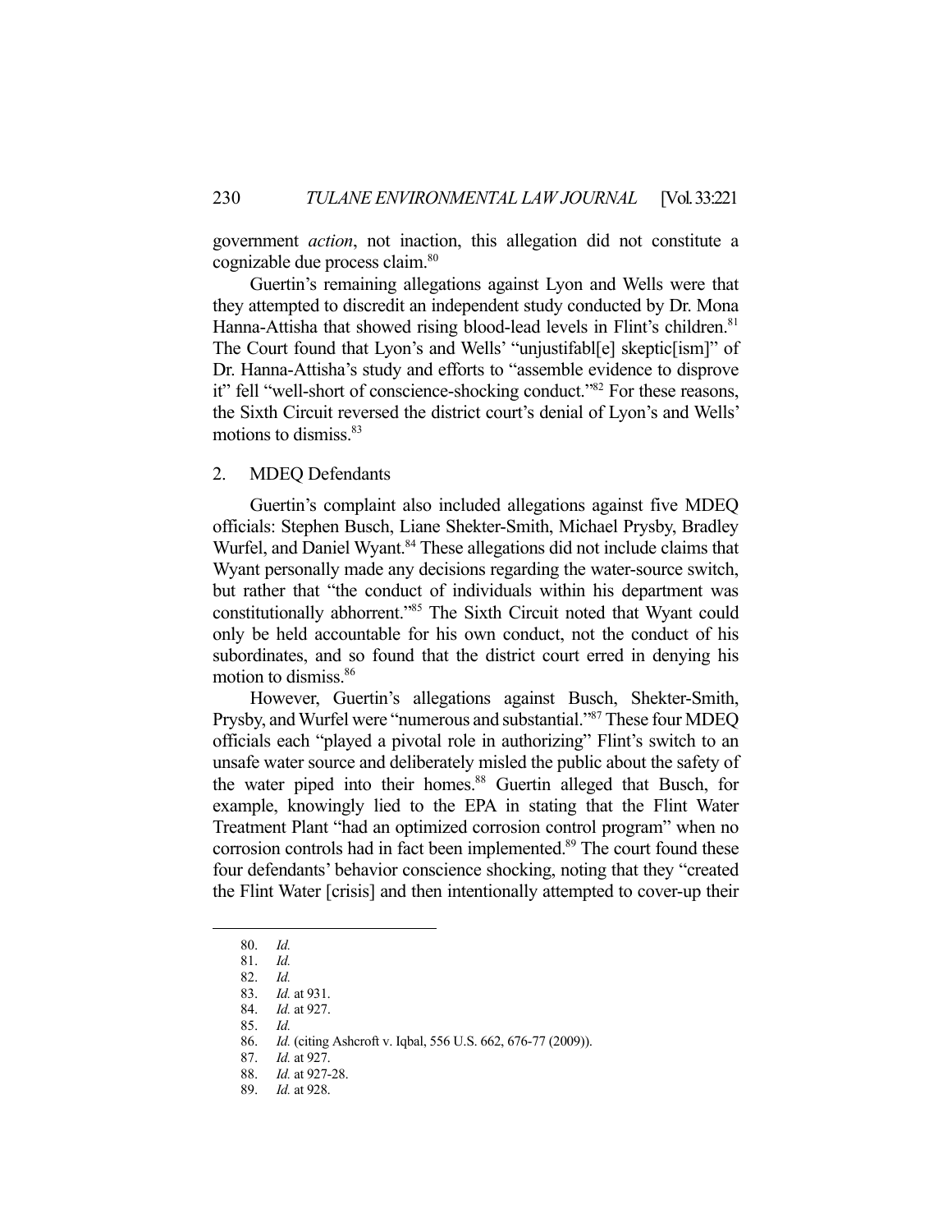government *action*, not inaction, this allegation did not constitute a cognizable due process claim.[80]

Guertin's remaining allegations against Lyon and Wells were that they attempted to discredit an independent study conducted by Dr. Mona Hanna-Attisha that showed rising blood-lead levels in Flint's children.[81] The Court found that Lyon's and Wells' "unjustifabl[e] skeptic[ism]" of Dr. Hanna-Attisha's study and efforts to "assemble evidence to disprove it" fell "well-short of conscience-shocking conduct."[82] For these reasons, the Sixth Circuit reversed the district court's denial of Lyon's and Wells' motions to dismiss.[83]

### 2. MDEQ Defendants

Guertin's complaint also included allegations against five MDEQ officials: Stephen Busch, Liane Shekter-Smith, Michael Prysby, Bradley Wurfel, and Daniel Wyant.[84] These allegations did not include claims that Wyant personally made any decisions regarding the water-source switch, but rather that "the conduct of individuals within his department was constitutionally abhorrent."[85] The Sixth Circuit noted that Wyant could only be held accountable for his own conduct, not the conduct of his subordinates, and so found that the district court erred in denying his motion to dismiss.[86]

However, Guertin's allegations against Busch, Shekter-Smith, Prysby, and Wurfel were "numerous and substantial."[87] These four MDEQ officials each "played a pivotal role in authorizing" Flint's switch to an unsafe water source and deliberately misled the public about the safety of the water piped into their homes.[88] Guertin alleged that Busch, for example, knowingly lied to the EPA in stating that the Flint Water Treatment Plant "had an optimized corrosion control program" when no corrosion controls had in fact been implemented.[89] The court found these four defendants' behavior conscience shocking, noting that they "created the Flint Water [crisis] and then intentionally attempted to cover-up their

---

80. *Id.*
81. *Id.*
82. *Id.*
83. *Id.* at 931.
84. *Id.* at 927.
85. *Id.*
86. *Id.* (citing Ashcroft v. Iqbal, 556 U.S. 662, 676-77 (2009)).
87. *Id.* at 927.
88. *Id.* at 927-28.
89. *Id.* at 928.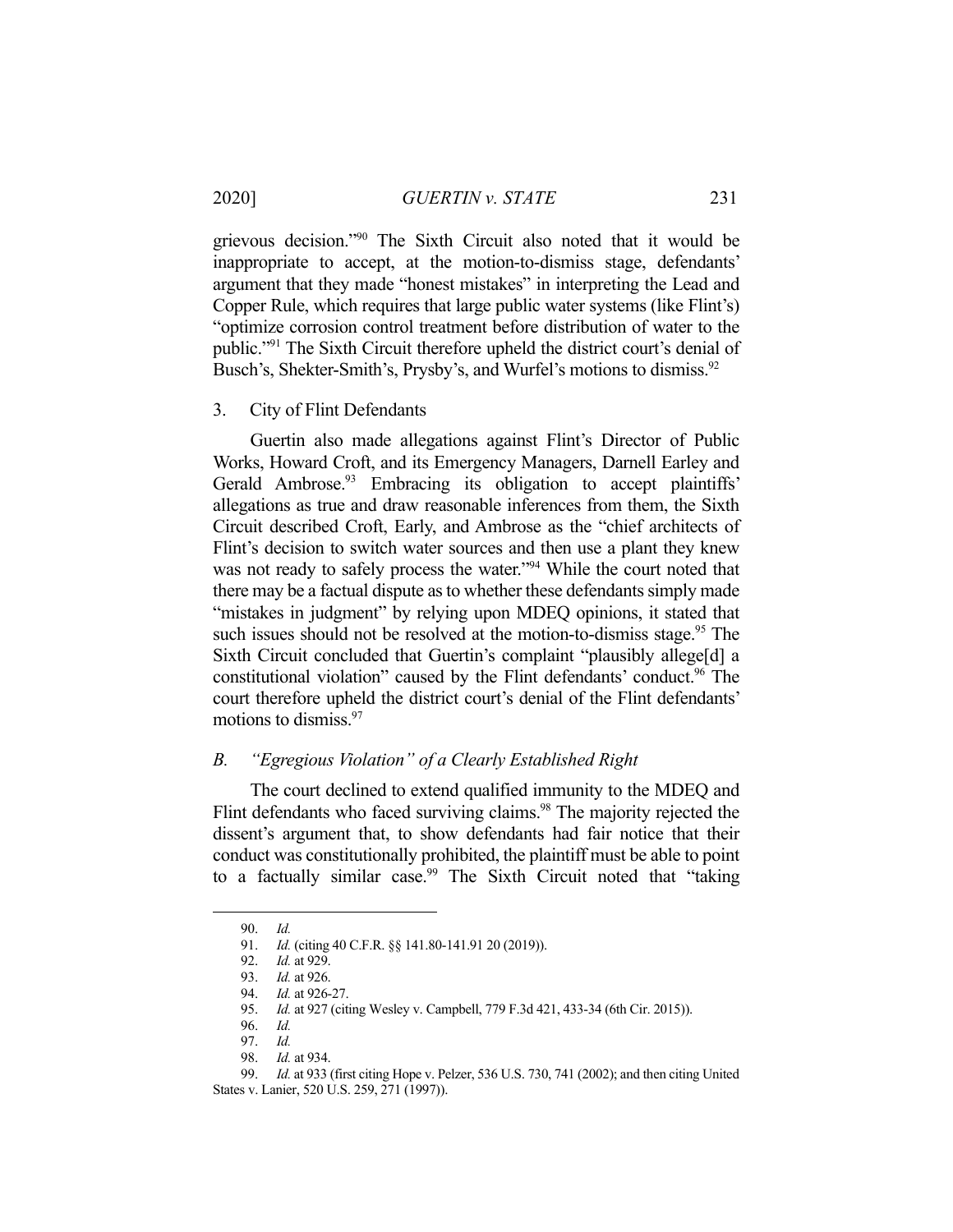grievous decision."[90] The Sixth Circuit also noted that it would be inappropriate to accept, at the motion-to-dismiss stage, defendants' argument that they made "honest mistakes" in interpreting the Lead and Copper Rule, which requires that large public water systems (like Flint's) "optimize corrosion control treatment before distribution of water to the public."[91] The Sixth Circuit therefore upheld the district court's denial of Busch's, Shekter-Smith's, Prysby's, and Wurfel's motions to dismiss.[92]

3. City of Flint Defendants

Guertin also made allegations against Flint's Director of Public Works, Howard Croft, and its Emergency Managers, Darnell Earley and Gerald Ambrose.[93] Embracing its obligation to accept plaintiffs' allegations as true and draw reasonable inferences from them, the Sixth Circuit described Croft, Early, and Ambrose as the "chief architects of Flint's decision to switch water sources and then use a plant they knew was not ready to safely process the water."[94] While the court noted that there may be a factual dispute as to whether these defendants simply made "mistakes in judgment" by relying upon MDEQ opinions, it stated that such issues should not be resolved at the motion-to-dismiss stage.[95] The Sixth Circuit concluded that Guertin's complaint "plausibly allege[d] a constitutional violation" caused by the Flint defendants' conduct.[96] The court therefore upheld the district court's denial of the Flint defendants' motions to dismiss.[97]

### *B. "Egregious Violation" of a Clearly Established Right*

The court declined to extend qualified immunity to the MDEQ and Flint defendants who faced surviving claims.[98] The majority rejected the dissent's argument that, to show defendants had fair notice that their conduct was constitutionally prohibited, the plaintiff must be able to point to a factually similar case.[99] The Sixth Circuit noted that "taking

---

90. *Id.*

91. *Id.* (citing 40 C.F.R. §§ 141.80-141.91 20 (2019)).

92. *Id.* at 929.

93. *Id.* at 926.

94. *Id.* at 926-27.

95. *Id.* at 927 (citing Wesley v. Campbell, 779 F.3d 421, 433-34 (6th Cir. 2015)).

96. *Id.*

97. *Id.*

98. *Id.* at 934.

99. *Id.* at 933 (first citing Hope v. Pelzer, 536 U.S. 730, 741 (2002); and then citing United States v. Lanier, 520 U.S. 259, 271 (1997)).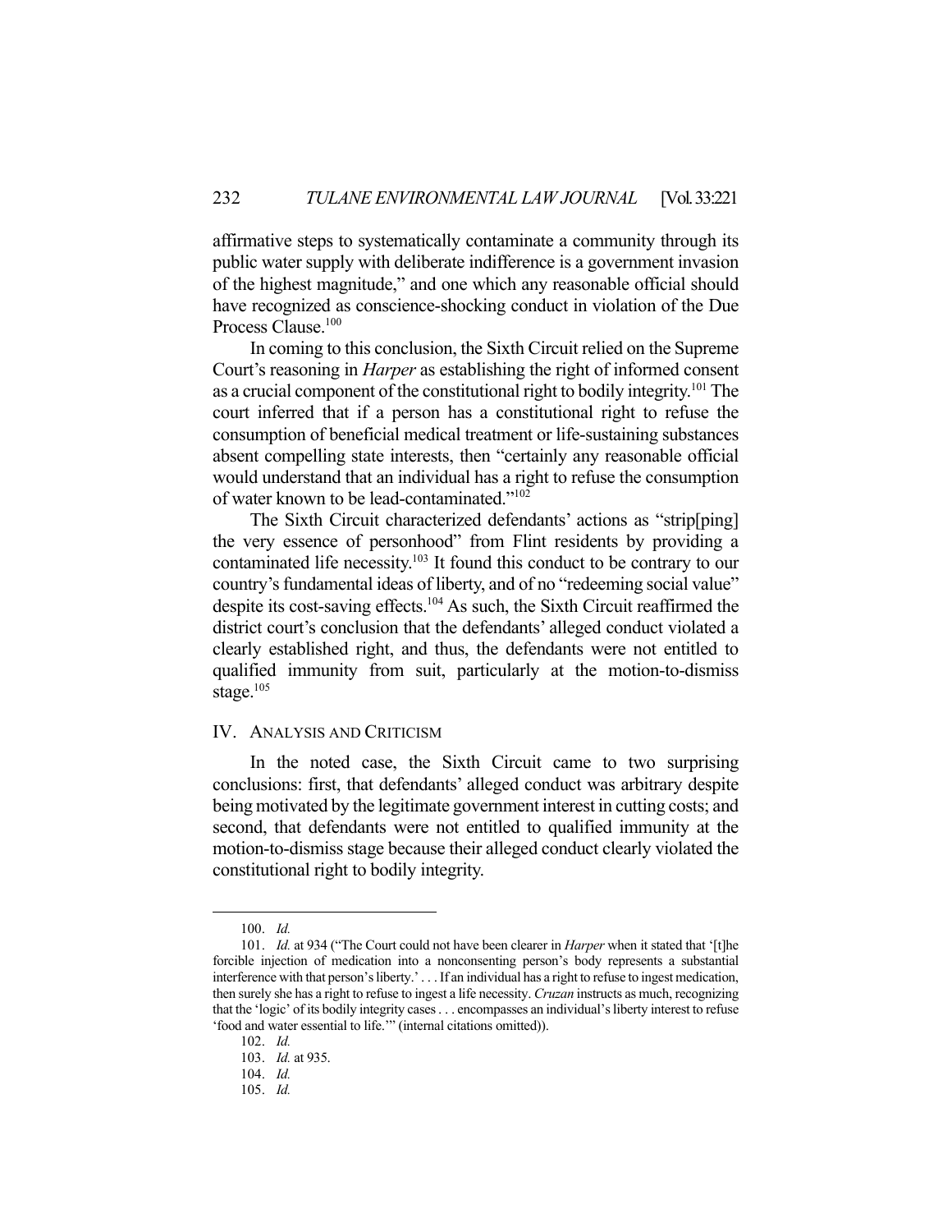affirmative steps to systematically contaminate a community through its public water supply with deliberate indifference is a government invasion of the highest magnitude," and one which any reasonable official should have recognized as conscience-shocking conduct in violation of the Due Process Clause.[100]

In coming to this conclusion, the Sixth Circuit relied on the Supreme Court's reasoning in *Harper* as establishing the right of informed consent as a crucial component of the constitutional right to bodily integrity.[101] The court inferred that if a person has a constitutional right to refuse the consumption of beneficial medical treatment or life-sustaining substances absent compelling state interests, then "certainly any reasonable official would understand that an individual has a right to refuse the consumption of water known to be lead-contaminated."[102]

The Sixth Circuit characterized defendants' actions as "strip[ping] the very essence of personhood" from Flint residents by providing a contaminated life necessity.[103] It found this conduct to be contrary to our country's fundamental ideas of liberty, and of no "redeeming social value" despite its cost-saving effects.[104] As such, the Sixth Circuit reaffirmed the district court's conclusion that the defendants' alleged conduct violated a clearly established right, and thus, the defendants were not entitled to qualified immunity from suit, particularly at the motion-to-dismiss stage.[105]

## IV. Analysis and Criticism

In the noted case, the Sixth Circuit came to two surprising conclusions: first, that defendants' alleged conduct was arbitrary despite being motivated by the legitimate government interest in cutting costs; and second, that defendants were not entitled to qualified immunity at the motion-to-dismiss stage because their alleged conduct clearly violated the constitutional right to bodily integrity.

---

100. *Id.*

101. *Id.* at 934 ("The Court could not have been clearer in *Harper* when it stated that '[t]he forcible injection of medication into a nonconsenting person's body represents a substantial interference with that person's liberty.' . . . If an individual has a right to refuse to ingest medication, then surely she has a right to refuse to ingest a life necessity. *Cruzan* instructs as much, recognizing that the 'logic' of its bodily integrity cases . . . encompasses an individual's liberty interest to refuse 'food and water essential to life.'" (internal citations omitted)).

102. *Id.*

103. *Id.* at 935.

104. *Id.*

105. *Id.*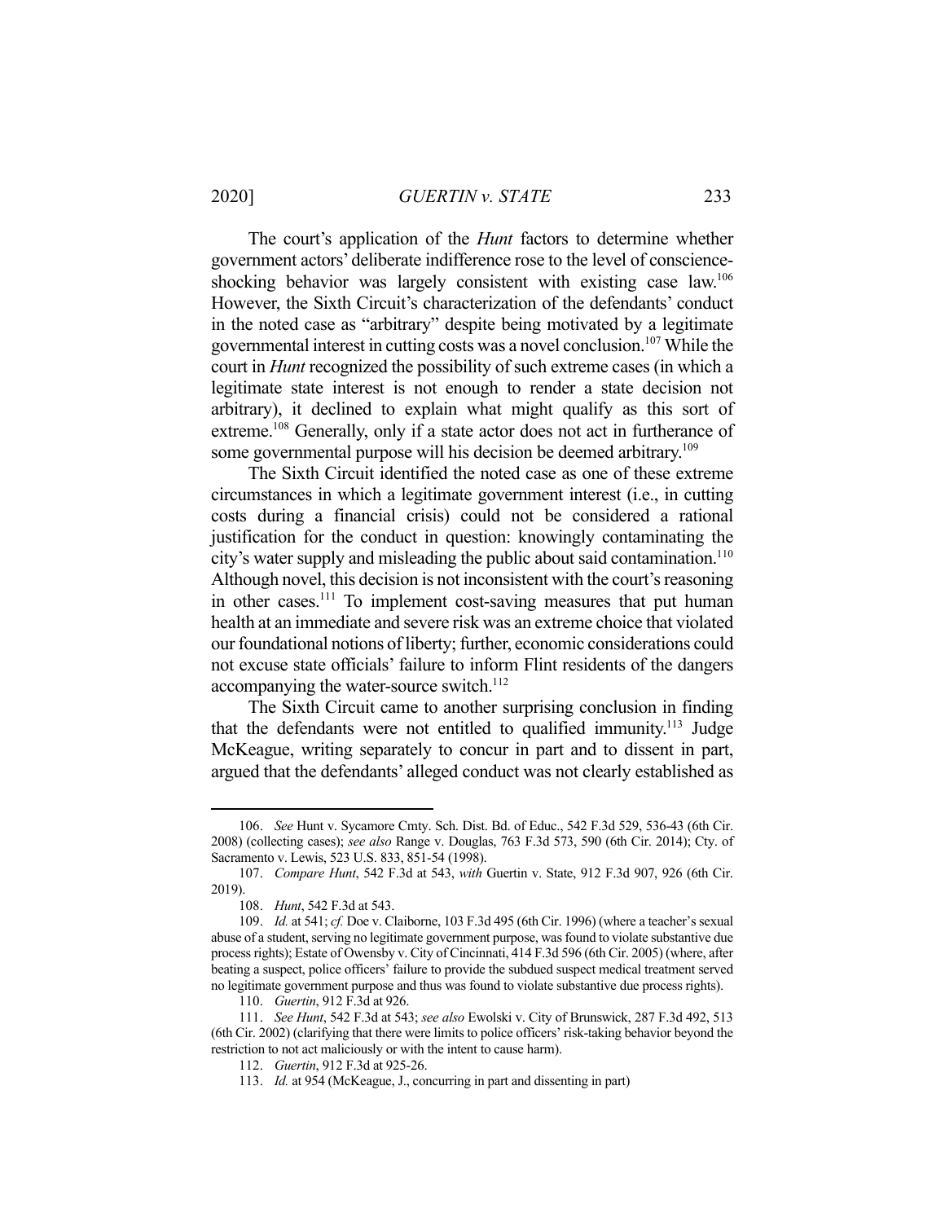The court's application of the *Hunt* factors to determine whether government actors' deliberate indifference rose to the level of conscience-shocking behavior was largely consistent with existing case law.[106] However, the Sixth Circuit's characterization of the defendants' conduct in the noted case as "arbitrary" despite being motivated by a legitimate governmental interest in cutting costs was a novel conclusion.[107] While the court in *Hunt* recognized the possibility of such extreme cases (in which a legitimate state interest is not enough to render a state decision not arbitrary), it declined to explain what might qualify as this sort of extreme.[108] Generally, only if a state actor does not act in furtherance of some governmental purpose will his decision be deemed arbitrary.[109]

The Sixth Circuit identified the noted case as one of these extreme circumstances in which a legitimate government interest (i.e., in cutting costs during a financial crisis) could not be considered a rational justification for the conduct in question: knowingly contaminating the city's water supply and misleading the public about said contamination.[110] Although novel, this decision is not inconsistent with the court's reasoning in other cases.[111] To implement cost-saving measures that put human health at an immediate and severe risk was an extreme choice that violated our foundational notions of liberty; further, economic considerations could not excuse state officials' failure to inform Flint residents of the dangers accompanying the water-source switch.[112]

The Sixth Circuit came to another surprising conclusion in finding that the defendants were not entitled to qualified immunity.[113] Judge McKeague, writing separately to concur in part and to dissent in part, argued that the defendants' alleged conduct was not clearly established as

---

106. *See* Hunt v. Sycamore Cmty. Sch. Dist. Bd. of Educ., 542 F.3d 529, 536-43 (6th Cir. 2008) (collecting cases); *see also* Range v. Douglas, 763 F.3d 573, 590 (6th Cir. 2014); Cty. of Sacramento v. Lewis, 523 U.S. 833, 851-54 (1998).

107. *Compare Hunt*, 542 F.3d at 543, *with* Guertin v. State, 912 F.3d 907, 926 (6th Cir. 2019).

108. *Hunt*, 542 F.3d at 543.

109. *Id.* at 541; *cf.* Doe v. Claiborne, 103 F.3d 495 (6th Cir. 1996) (where a teacher's sexual abuse of a student, serving no legitimate government purpose, was found to violate substantive due process rights); Estate of Owensby v. City of Cincinnati, 414 F.3d 596 (6th Cir. 2005) (where, after beating a suspect, police officers' failure to provide the subdued suspect medical treatment served no legitimate government purpose and thus was found to violate substantive due process rights).

110. *Guertin*, 912 F.3d at 926.

111. *See Hunt*, 542 F.3d at 543; *see also* Ewolski v. City of Brunswick, 287 F.3d 492, 513 (6th Cir. 2002) (clarifying that there were limits to police officers' risk-taking behavior beyond the restriction to not act maliciously or with the intent to cause harm).

112. *Guertin*, 912 F.3d at 925-26.

113. *Id.* at 954 (McKeague, J., concurring in part and dissenting in part)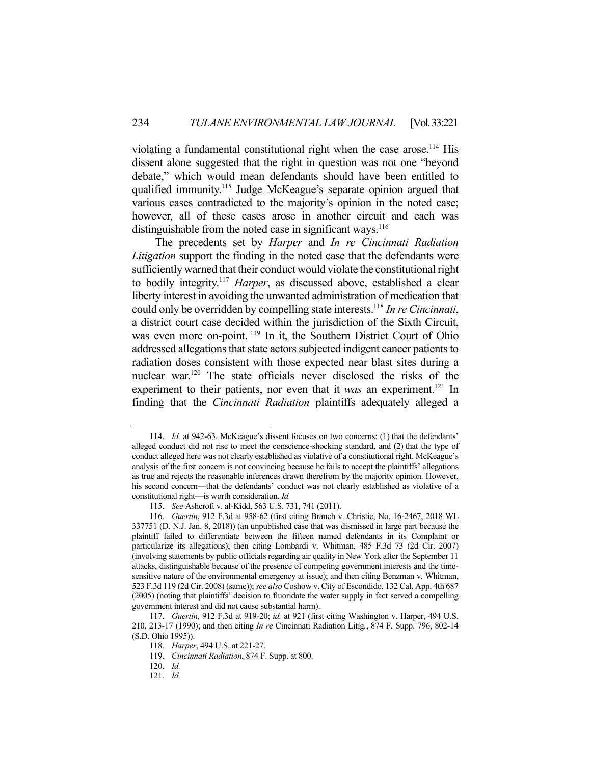violating a fundamental constitutional right when the case arose.[114] His dissent alone suggested that the right in question was not one "beyond debate," which would mean defendants should have been entitled to qualified immunity.[115] Judge McKeague's separate opinion argued that various cases contradicted to the majority's opinion in the noted case; however, all of these cases arose in another circuit and each was distinguishable from the noted case in significant ways.[116]

The precedents set by *Harper* and *In re Cincinnati Radiation Litigation* support the finding in the noted case that the defendants were sufficiently warned that their conduct would violate the constitutional right to bodily integrity.[117] *Harper*, as discussed above, established a clear liberty interest in avoiding the unwanted administration of medication that could only be overridden by compelling state interests.[118] *In re Cincinnati*, a district court case decided within the jurisdiction of the Sixth Circuit, was even more on-point.[119] In it, the Southern District Court of Ohio addressed allegations that state actors subjected indigent cancer patients to radiation doses consistent with those expected near blast sites during a nuclear war.[120] The state officials never disclosed the risks of the experiment to their patients, nor even that it *was* an experiment.[121] In finding that the *Cincinnati Radiation* plaintiffs adequately alleged a

---

114. *Id.* at 942-63. McKeague's dissent focuses on two concerns: (1) that the defendants' alleged conduct did not rise to meet the conscience-shocking standard, and (2) that the type of conduct alleged here was not clearly established as violative of a constitutional right. McKeague's analysis of the first concern is not convincing because he fails to accept the plaintiffs' allegations as true and rejects the reasonable inferences drawn therefrom by the majority opinion. However, his second concern—that the defendants' conduct was not clearly established as violative of a constitutional right—is worth consideration. *Id.*

115. *See* Ashcroft v. al-Kidd, 563 U.S. 731, 741 (2011).

116. *Guertin*, 912 F.3d at 958-62 (first citing Branch v. Christie, No. 16-2467, 2018 WL 337751 (D. N.J. Jan. 8, 2018)) (an unpublished case that was dismissed in large part because the plaintiff failed to differentiate between the fifteen named defendants in its Complaint or particularize its allegations); then citing Lombardi v. Whitman, 485 F.3d 73 (2d Cir. 2007) (involving statements by public officials regarding air quality in New York after the September 11 attacks, distinguishable because of the presence of competing government interests and the time-sensitive nature of the environmental emergency at issue); and then citing Benzman v. Whitman, 523 F.3d 119 (2d Cir. 2008) (same)); *see also* Coshow v. City of Escondido, 132 Cal. App. 4th 687 (2005) (noting that plaintiffs' decision to fluoridate the water supply in fact served a compelling government interest and did not cause substantial harm).

117. *Guertin*, 912 F.3d at 919-20; *id.* at 921 (first citing Washington v. Harper, 494 U.S. 210, 213-17 (1990); and then citing *In re* Cincinnati Radiation Litig., 874 F. Supp. 796, 802-14 (S.D. Ohio 1995)).

118. *Harper*, 494 U.S. at 221-27.

119. *Cincinnati Radiation*, 874 F. Supp. at 800.

120. *Id.*

121. *Id.*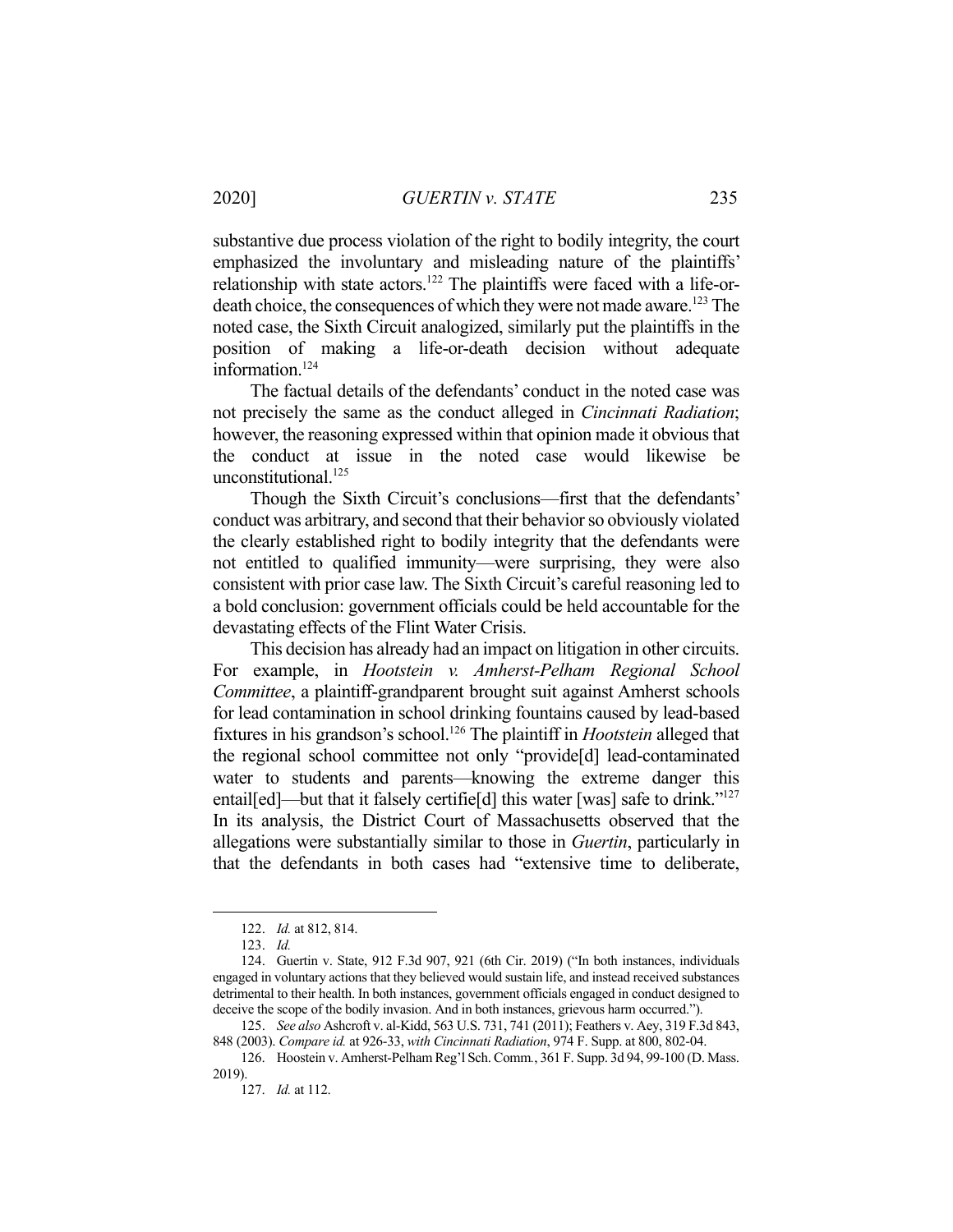substantive due process violation of the right to bodily integrity, the court emphasized the involuntary and misleading nature of the plaintiffs' relationship with state actors.[122] The plaintiffs were faced with a life-or-death choice, the consequences of which they were not made aware.[123] The noted case, the Sixth Circuit analogized, similarly put the plaintiffs in the position of making a life-or-death decision without adequate information.[124]

The factual details of the defendants' conduct in the noted case was not precisely the same as the conduct alleged in *Cincinnati Radiation*; however, the reasoning expressed within that opinion made it obvious that the conduct at issue in the noted case would likewise be unconstitutional.[125]

Though the Sixth Circuit's conclusions—first that the defendants' conduct was arbitrary, and second that their behavior so obviously violated the clearly established right to bodily integrity that the defendants were not entitled to qualified immunity—were surprising, they were also consistent with prior case law. The Sixth Circuit's careful reasoning led to a bold conclusion: government officials could be held accountable for the devastating effects of the Flint Water Crisis.

This decision has already had an impact on litigation in other circuits. For example, in *Hootstein v. Amherst-Pelham Regional School Committee*, a plaintiff-grandparent brought suit against Amherst schools for lead contamination in school drinking fountains caused by lead-based fixtures in his grandson's school.[126] The plaintiff in *Hootstein* alleged that the regional school committee not only "provide[d] lead-contaminated water to students and parents—knowing the extreme danger this entail[ed]—but that it falsely certifie[d] this water [was] safe to drink."[127] In its analysis, the District Court of Massachusetts observed that the allegations were substantially similar to those in *Guertin*, particularly in that the defendants in both cases had "extensive time to deliberate,

---

122. *Id.* at 812, 814.

123. *Id.*

124. Guertin v. State, 912 F.3d 907, 921 (6th Cir. 2019) ("In both instances, individuals engaged in voluntary actions that they believed would sustain life, and instead received substances detrimental to their health. In both instances, government officials engaged in conduct designed to deceive the scope of the bodily invasion. And in both instances, grievous harm occurred.").

125. *See also* Ashcroft v. al-Kidd, 563 U.S. 731, 741 (2011); Feathers v. Aey, 319 F.3d 843, 848 (2003). *Compare id.* at 926-33, *with Cincinnati Radiation*, 974 F. Supp. at 800, 802-04.

126. Hoostein v. Amherst-Pelham Reg'l Sch. Comm., 361 F. Supp. 3d 94, 99-100 (D. Mass. 2019).

127. *Id.* at 112.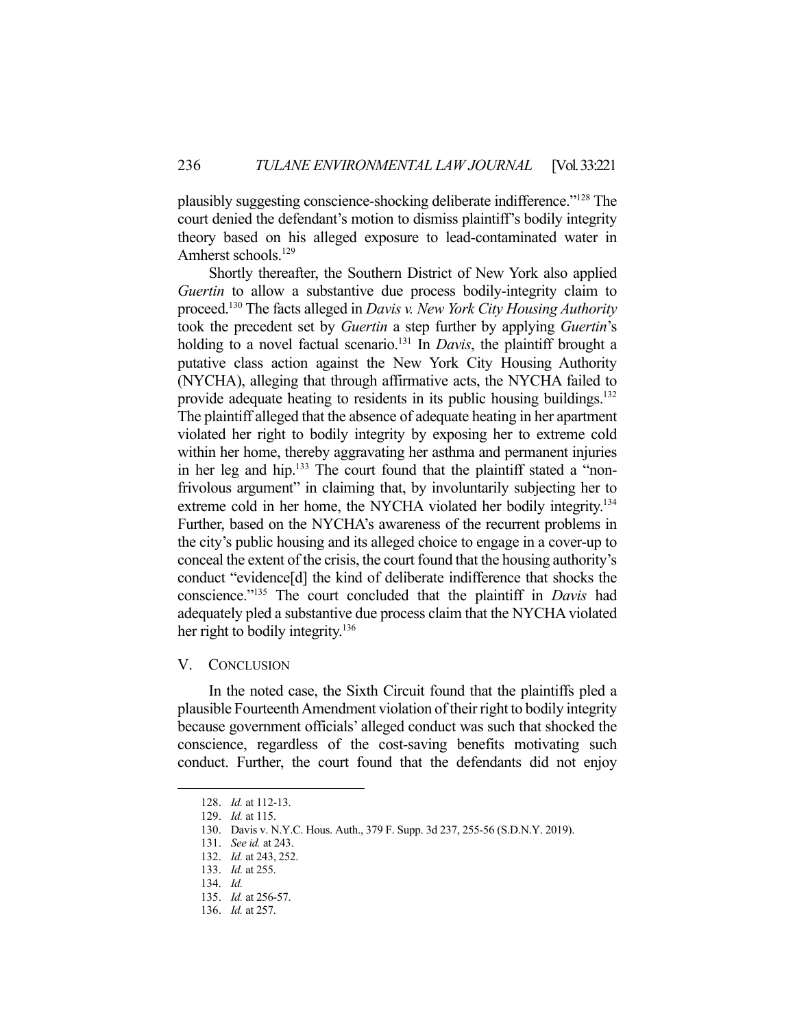plausibly suggesting conscience-shocking deliberate indifference."[128] The court denied the defendant's motion to dismiss plaintiff's bodily integrity theory based on his alleged exposure to lead-contaminated water in Amherst schools.[129]

Shortly thereafter, the Southern District of New York also applied *Guertin* to allow a substantive due process bodily-integrity claim to proceed.[130] The facts alleged in *Davis v. New York City Housing Authority* took the precedent set by *Guertin* a step further by applying *Guertin*'s holding to a novel factual scenario.[131] In *Davis*, the plaintiff brought a putative class action against the New York City Housing Authority (NYCHA), alleging that through affirmative acts, the NYCHA failed to provide adequate heating to residents in its public housing buildings.[132] The plaintiff alleged that the absence of adequate heating in her apartment violated her right to bodily integrity by exposing her to extreme cold within her home, thereby aggravating her asthma and permanent injuries in her leg and hip.[133] The court found that the plaintiff stated a "non-frivolous argument" in claiming that, by involuntarily subjecting her to extreme cold in her home, the NYCHA violated her bodily integrity.[134] Further, based on the NYCHA's awareness of the recurrent problems in the city's public housing and its alleged choice to engage in a cover-up to conceal the extent of the crisis, the court found that the housing authority's conduct "evidence[d] the kind of deliberate indifference that shocks the conscience."[135] The court concluded that the plaintiff in *Davis* had adequately pled a substantive due process claim that the NYCHA violated her right to bodily integrity.[136]

## V. CONCLUSION

In the noted case, the Sixth Circuit found that the plaintiffs pled a plausible Fourteenth Amendment violation of their right to bodily integrity because government officials' alleged conduct was such that shocked the conscience, regardless of the cost-saving benefits motivating such conduct. Further, the court found that the defendants did not enjoy

---

128. *Id.* at 112-13.
129. *Id.* at 115.
130. Davis v. N.Y.C. Hous. Auth., 379 F. Supp. 3d 237, 255-56 (S.D.N.Y. 2019).
131. *See id.* at 243.
132. *Id.* at 243, 252.
133. *Id.* at 255.
134. *Id.*
135. *Id.* at 256-57.
136. *Id.* at 257.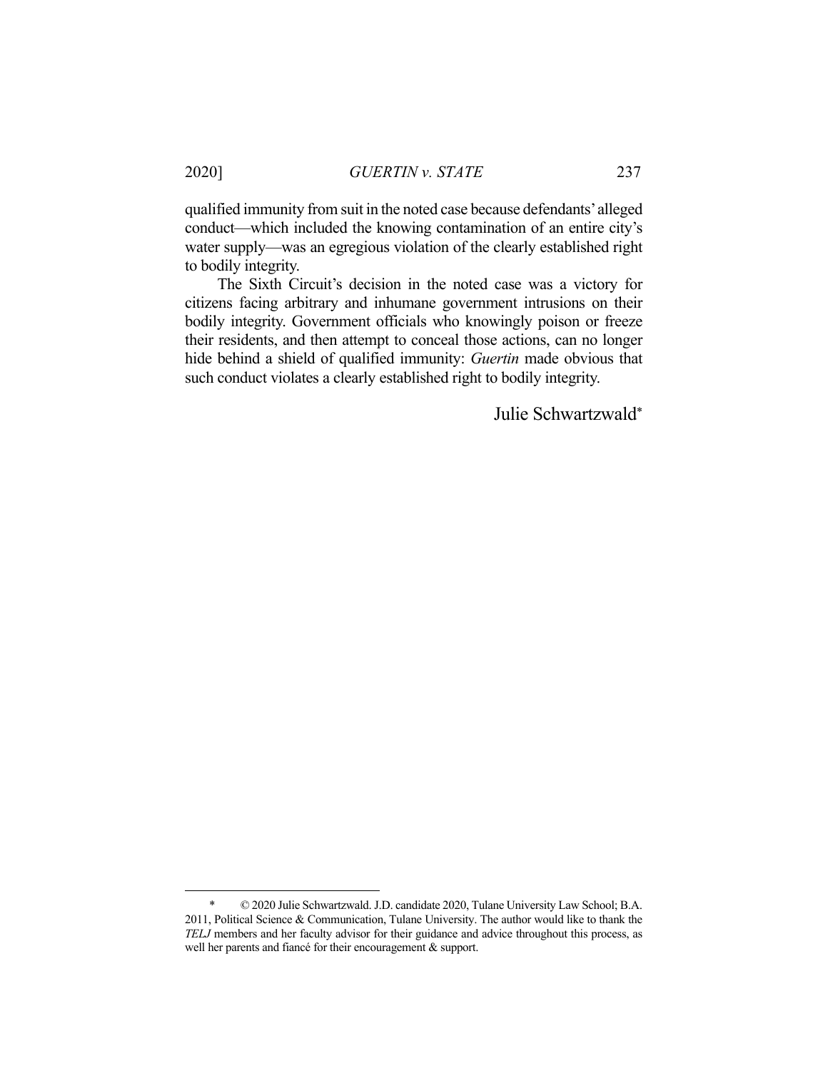qualified immunity from suit in the noted case because defendants' alleged conduct—which included the knowing contamination of an entire city's water supply—was an egregious violation of the clearly established right to bodily integrity.

The Sixth Circuit's decision in the noted case was a victory for citizens facing arbitrary and inhumane government intrusions on their bodily integrity. Government officials who knowingly poison or freeze their residents, and then attempt to conceal those actions, can no longer hide behind a shield of qualified immunity: *Guertin* made obvious that such conduct violates a clearly established right to bodily integrity.

Julie Schwartzwald*

\* © 2020 Julie Schwartzwald. J.D. candidate 2020, Tulane University Law School; B.A. 2011, Political Science & Communication, Tulane University. The author would like to thank the *TELJ* members and her faculty advisor for their guidance and advice throughout this process, as well her parents and fiancé for their encouragement & support.